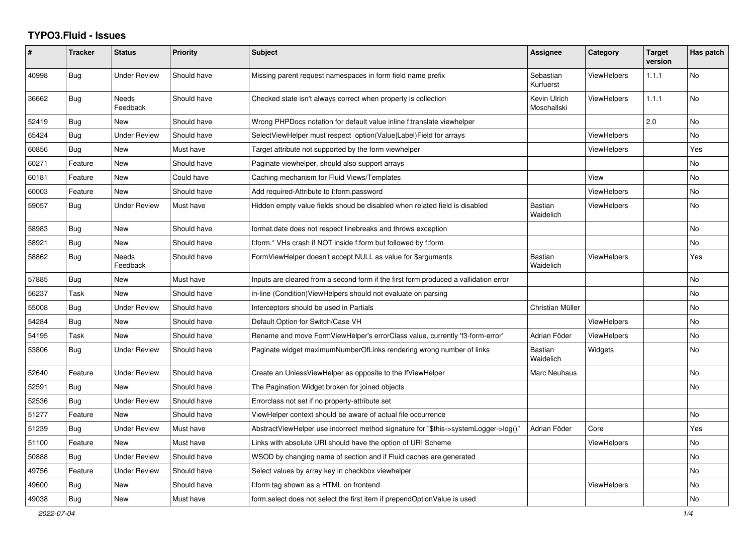# TYPO3.Fluid - Issues

| # | Tracker | Status | Priority | Subject | Assignee | Category | Target version | Has patch |
|---|---|---|---|---|---|---|---|---|
| 40998 | Bug | Under Review | Should have | Missing parent request namespaces in form field name prefix | Sebastian Kurfuerst | ViewHelpers | 1.1.1 | No |
| 36662 | Bug | Needs Feedback | Should have | Checked state isn't always correct when property is collection | Kevin Ulrich Moschallski | ViewHelpers | 1.1.1 | No |
| 52419 | Bug | New | Should have | Wrong PHPDocs notation for default value inline f:translate viewhelper | | | 2.0 | No |
| 65424 | Bug | Under Review | Should have | SelectViewHelper must respect option(Value\|Label)Field for arrays | | ViewHelpers | | No |
| 60856 | Bug | New | Must have | Target attribute not supported by the form viewhelper | | ViewHelpers | | Yes |
| 60271 | Feature | New | Should have | Paginate viewhelper, should also support arrays | | | | No |
| 60181 | Feature | New | Could have | Caching mechanism for Fluid Views/Templates | | View | | No |
| 60003 | Feature | New | Should have | Add required-Attribute to f:form.password | | ViewHelpers | | No |
| 59057 | Bug | Under Review | Must have | Hidden empty value fields shoud be disabled when related field is disabled | Bastian Waidelich | ViewHelpers | | No |
| 58983 | Bug | New | Should have | format.date does not respect linebreaks and throws exception | | | | No |
| 58921 | Bug | New | Should have | f:form.* VHs crash if NOT inside f:form but followed by f:form | | | | No |
| 58862 | Bug | Needs Feedback | Should have | FormViewHelper doesn't accept NULL as value for $arguments | Bastian Waidelich | ViewHelpers | | Yes |
| 57885 | Bug | New | Must have | Inputs are cleared from a second form if the first form produced a vallidation error | | | | No |
| 56237 | Task | New | Should have | in-line (Condition)ViewHelpers should not evaluate on parsing | | | | No |
| 55008 | Bug | Under Review | Should have | Interceptors should be used in Partials | Christian Müller | | | No |
| 54284 | Bug | New | Should have | Default Option for Switch/Case VH | | ViewHelpers | | No |
| 54195 | Task | New | Should have | Rename and move FormViewHelper's errorClass value, currently 'f3-form-error' | Adrian Föder | ViewHelpers | | No |
| 53806 | Bug | Under Review | Should have | Paginate widget maximumNumberOfLinks rendering wrong number of links | Bastian Waidelich | Widgets | | No |
| 52640 | Feature | Under Review | Should have | Create an UnlessViewHelper as opposite to the IfViewHelper | Marc Neuhaus | | | No |
| 52591 | Bug | New | Should have | The Pagination Widget broken for joined objects | | | | No |
| 52536 | Bug | Under Review | Should have | Errorclass not set if no property-attribute set | | | | |
| 51277 | Feature | New | Should have | ViewHelper context should be aware of actual file occurrence | | | | No |
| 51239 | Bug | Under Review | Must have | AbstractViewHelper use incorrect method signature for "$this->systemLogger->log()" | Adrian Föder | Core | | Yes |
| 51100 | Feature | New | Must have | Links with absolute URI should have the option of URI Scheme | | ViewHelpers | | No |
| 50888 | Bug | Under Review | Should have | WSOD by changing name of section and if Fluid caches are generated | | | | No |
| 49756 | Feature | Under Review | Should have | Select values by array key in checkbox viewhelper | | | | No |
| 49600 | Bug | New | Should have | f:form tag shown as a HTML on frontend | | ViewHelpers | | No |
| 49038 | Bug | New | Must have | form.select does not select the first item if prependOptionValue is used | | | | No |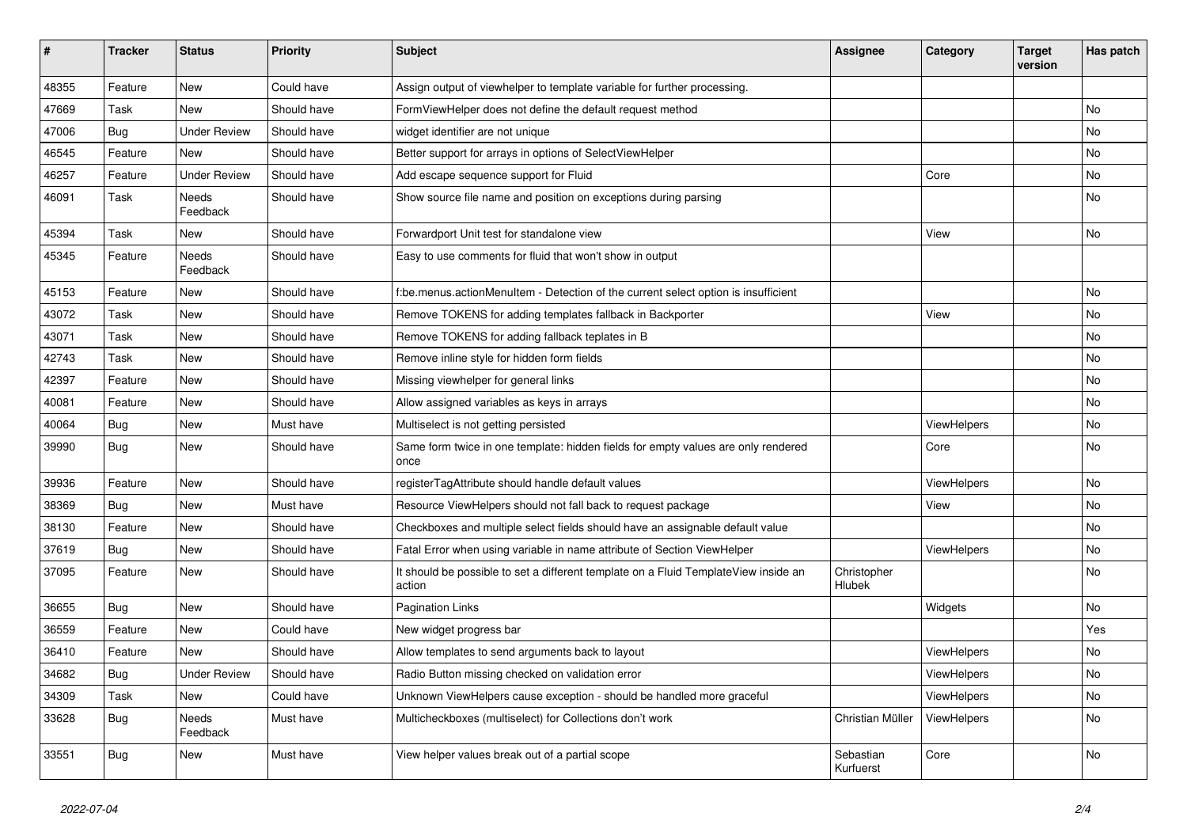| # | Tracker | Status | Priority | Subject | Assignee | Category | Target version | Has patch |
|---|---|---|---|---|---|---|---|---|
| 48355 | Feature | New | Could have | Assign output of viewhelper to template variable for further processing. | | | | |
| 47669 | Task | New | Should have | FormViewHelper does not define the default request method | | | | No |
| 47006 | Bug | Under Review | Should have | widget identifier are not unique | | | | No |
| 46545 | Feature | New | Should have | Better support for arrays in options of SelectViewHelper | | | | No |
| 46257 | Feature | Under Review | Should have | Add escape sequence support for Fluid | | Core | | No |
| 46091 | Task | Needs Feedback | Should have | Show source file name and position on exceptions during parsing | | | | No |
| 45394 | Task | New | Should have | Forwardport Unit test for standalone view | | View | | No |
| 45345 | Feature | Needs Feedback | Should have | Easy to use comments for fluid that won't show in output | | | | |
| 45153 | Feature | New | Should have | f:be.menus.actionMenuItem - Detection of the current select option is insufficient | | | | No |
| 43072 | Task | New | Should have | Remove TOKENS for adding templates fallback in Backporter | | View | | No |
| 43071 | Task | New | Should have | Remove TOKENS for adding fallback teplates in B | | | | No |
| 42743 | Task | New | Should have | Remove inline style for hidden form fields | | | | No |
| 42397 | Feature | New | Should have | Missing viewhelper for general links | | | | No |
| 40081 | Feature | New | Should have | Allow assigned variables as keys in arrays | | | | No |
| 40064 | Bug | New | Must have | Multiselect is not getting persisted | | ViewHelpers | | No |
| 39990 | Bug | New | Should have | Same form twice in one template: hidden fields for empty values are only rendered once | | Core | | No |
| 39936 | Feature | New | Should have | registerTagAttribute should handle default values | | ViewHelpers | | No |
| 38369 | Bug | New | Must have | Resource ViewHelpers should not fall back to request package | | View | | No |
| 38130 | Feature | New | Should have | Checkboxes and multiple select fields should have an assignable default value | | | | No |
| 37619 | Bug | New | Should have | Fatal Error when using variable in name attribute of Section ViewHelper | | ViewHelpers | | No |
| 37095 | Feature | New | Should have | It should be possible to set a different template on a Fluid TemplateView inside an action | Christopher Hlubek | | | No |
| 36655 | Bug | New | Should have | Pagination Links | | Widgets | | No |
| 36559 | Feature | New | Could have | New widget progress bar | | | | Yes |
| 36410 | Feature | New | Should have | Allow templates to send arguments back to layout | | ViewHelpers | | No |
| 34682 | Bug | Under Review | Should have | Radio Button missing checked on validation error | | ViewHelpers | | No |
| 34309 | Task | New | Could have | Unknown ViewHelpers cause exception - should be handled more graceful | | ViewHelpers | | No |
| 33628 | Bug | Needs Feedback | Must have | Multicheckboxes (multiselect) for Collections don't work | Christian Müller | ViewHelpers | | No |
| 33551 | Bug | New | Must have | View helper values break out of a partial scope | Sebastian Kurfuerst | Core | | No |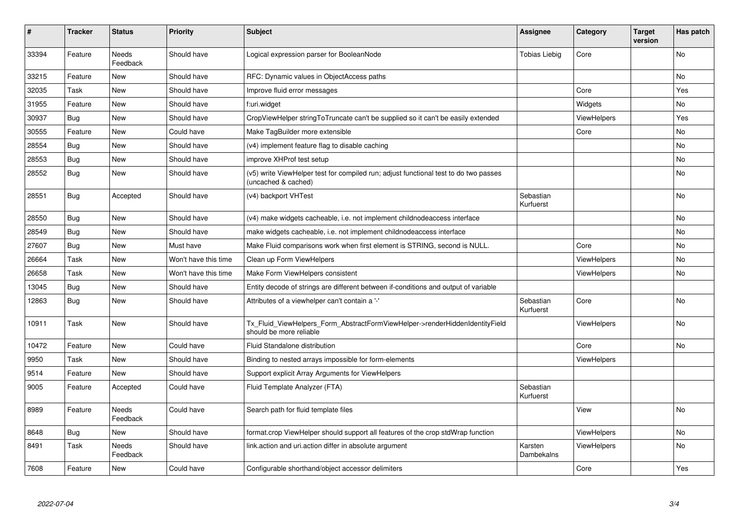| # | Tracker | Status | Priority | Subject | Assignee | Category | Target version | Has patch |
|---|---|---|---|---|---|---|---|---|
| 33394 | Feature | Needs Feedback | Should have | Logical expression parser for BooleanNode | Tobias Liebig | Core | | No |
| 33215 | Feature | New | Should have | RFC: Dynamic values in ObjectAccess paths | | | | No |
| 32035 | Task | New | Should have | Improve fluid error messages | | Core | | Yes |
| 31955 | Feature | New | Should have | f:uri.widget | | Widgets | | No |
| 30937 | Bug | New | Should have | CropViewHelper stringToTruncate can't be supplied so it can't be easily extended | | ViewHelpers | | Yes |
| 30555 | Feature | New | Could have | Make TagBuilder more extensible | | Core | | No |
| 28554 | Bug | New | Should have | (v4) implement feature flag to disable caching | | | | No |
| 28553 | Bug | New | Should have | improve XHProf test setup | | | | No |
| 28552 | Bug | New | Should have | (v5) write ViewHelper test for compiled run; adjust functional test to do two passes (uncached & cached) | | | | No |
| 28551 | Bug | Accepted | Should have | (v4) backport VHTest | Sebastian Kurfuerst | | | No |
| 28550 | Bug | New | Should have | (v4) make widgets cacheable, i.e. not implement childnodeaccess interface | | | | No |
| 28549 | Bug | New | Should have | make widgets cacheable, i.e. not implement childnodeaccess interface | | | | No |
| 27607 | Bug | New | Must have | Make Fluid comparisons work when first element is STRING, second is NULL. | | Core | | No |
| 26664 | Task | New | Won't have this time | Clean up Form ViewHelpers | | ViewHelpers | | No |
| 26658 | Task | New | Won't have this time | Make Form ViewHelpers consistent | | ViewHelpers | | No |
| 13045 | Bug | New | Should have | Entity decode of strings are different between if-conditions and output of variable | | | | |
| 12863 | Bug | New | Should have | Attributes of a viewhelper can't contain a '-' | Sebastian Kurfuerst | Core | | No |
| 10911 | Task | New | Should have | Tx_Fluid_ViewHelpers_Form_AbstractFormViewHelper->renderHiddenIdentityField should be more reliable | | ViewHelpers | | No |
| 10472 | Feature | New | Could have | Fluid Standalone distribution | | Core | | No |
| 9950 | Task | New | Should have | Binding to nested arrays impossible for form-elements | | ViewHelpers | | |
| 9514 | Feature | New | Should have | Support explicit Array Arguments for ViewHelpers | | | | |
| 9005 | Feature | Accepted | Could have | Fluid Template Analyzer (FTA) | Sebastian Kurfuerst | | | |
| 8989 | Feature | Needs Feedback | Could have | Search path for fluid template files | | View | | No |
| 8648 | Bug | New | Should have | format.crop ViewHelper should support all features of the crop stdWrap function | | ViewHelpers | | No |
| 8491 | Task | Needs Feedback | Should have | link.action and uri.action differ in absolute argument | Karsten Dambekalns | ViewHelpers | | No |
| 7608 | Feature | New | Could have | Configurable shorthand/object accessor delimiters | | Core | | Yes |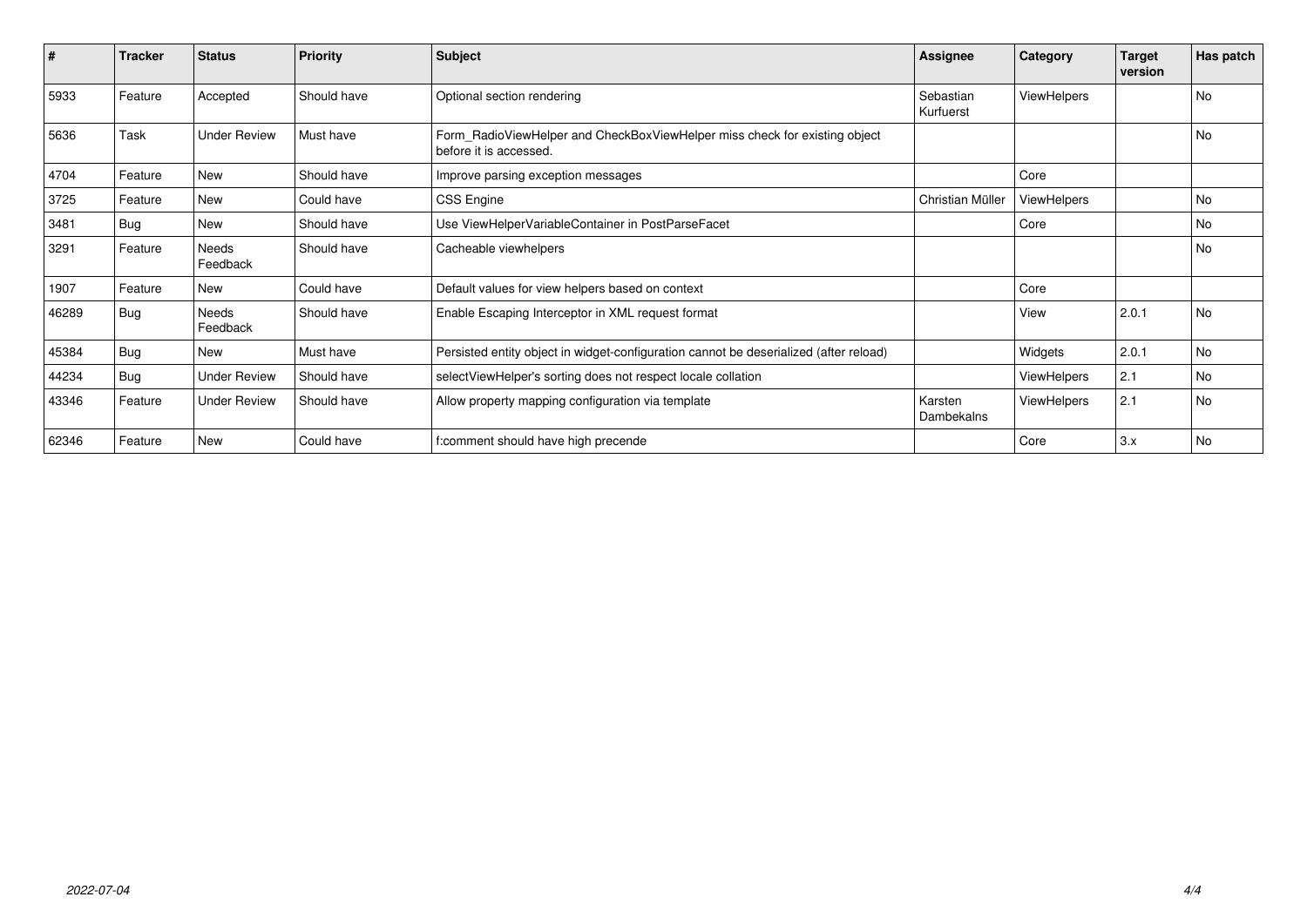| # | Tracker | Status | Priority | Subject | Assignee | Category | Target version | Has patch |
|---|---|---|---|---|---|---|---|---|
| 5933 | Feature | Accepted | Should have | Optional section rendering | Sebastian Kurfuerst | ViewHelpers | | No |
| 5636 | Task | Under Review | Must have | Form_RadioViewHelper and CheckBoxViewHelper miss check for existing object before it is accessed. | | | | No |
| 4704 | Feature | New | Should have | Improve parsing exception messages | | Core | | |
| 3725 | Feature | New | Could have | CSS Engine | Christian Müller | ViewHelpers | | No |
| 3481 | Bug | New | Should have | Use ViewHelperVariableContainer in PostParseFacet | | Core | | No |
| 3291 | Feature | Needs Feedback | Should have | Cacheable viewhelpers | | | | No |
| 1907 | Feature | New | Could have | Default values for view helpers based on context | | Core | | |
| 46289 | Bug | Needs Feedback | Should have | Enable Escaping Interceptor in XML request format | | View | 2.0.1 | No |
| 45384 | Bug | New | Must have | Persisted entity object in widget-configuration cannot be deserialized (after reload) | | Widgets | 2.0.1 | No |
| 44234 | Bug | Under Review | Should have | selectViewHelper's sorting does not respect locale collation | | ViewHelpers | 2.1 | No |
| 43346 | Feature | Under Review | Should have | Allow property mapping configuration via template | Karsten Dambekalns | ViewHelpers | 2.1 | No |
| 62346 | Feature | New | Could have | f:comment should have high precende | | Core | 3.x | No |

2022-07-04